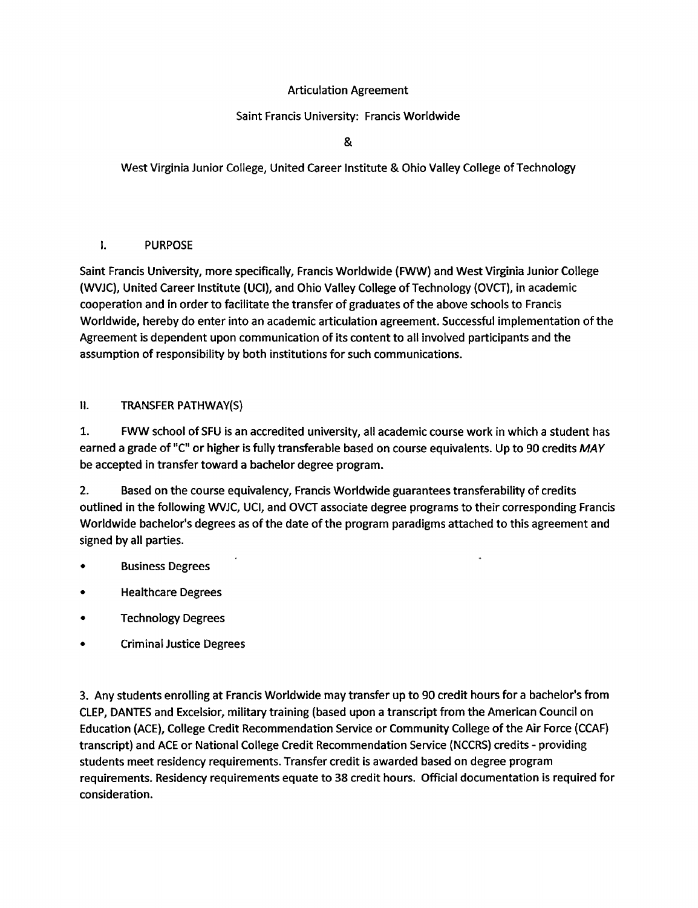# Articulation Agreement

## Saint Francis University: Francis Worldwide

## &

## West Virginia Junior College, United Career Institute & Ohio Valley College of Technology

## I. PURPOSE

Saint Francis University, more specifically, Francis Worldwide (FWW) and West Virginia Junior College (WVJC), United Career Institute (UCI), and Ohio Valley College of Technology (OVCT), in academic cooperation and in order to facilitate the transfer of graduates of the above schools to Francis Worldwide, hereby do enter into an academic articulation agreement. Successful implementation of the Agreement is dependent upon communication of its content to all involved participants and the assumption of responsibility by both institutions for such communications.

## II. TRANSFER PATHWAY(S)

1. FWW school of SFU is an accredited university, all academic course work in which a student has earned a grade of "C" or higher is fully transferable based on course equivalents. Up to 90 credits *MAY* be accepted in transfer toward a bachelor degree program.

2. Based on the course equivalency, Francis Worldwide guarantees transferability of credits outlined in the following WVJC, UCI, and OVCT associate degree programs to their corresponding Francis Worldwide bachelor's degrees as of the date of the program paradigms attached to this agreement and signed by all parties.

- Business Degrees
- Healthcare Degrees
- Technology Degrees
- Criminal Justice Degrees

3. Any students enrolling at Francis Worldwide may transfer up to 90 credit hours for a bachelor's from CLEP, DANTES and Excelsior, military training (based upon a transcript from the American Council on Education (ACE), College Credit Recommendation Service or Community College of the Air Force (CCAF) transcript) and ACE or National College Credit Recommendation Service (NCCRS) credits - providing students meet residency requirements. Transfer credit is awarded based on degree program requirements. Residency requirements equate to 38 credit hours. Official documentation is required for consideration.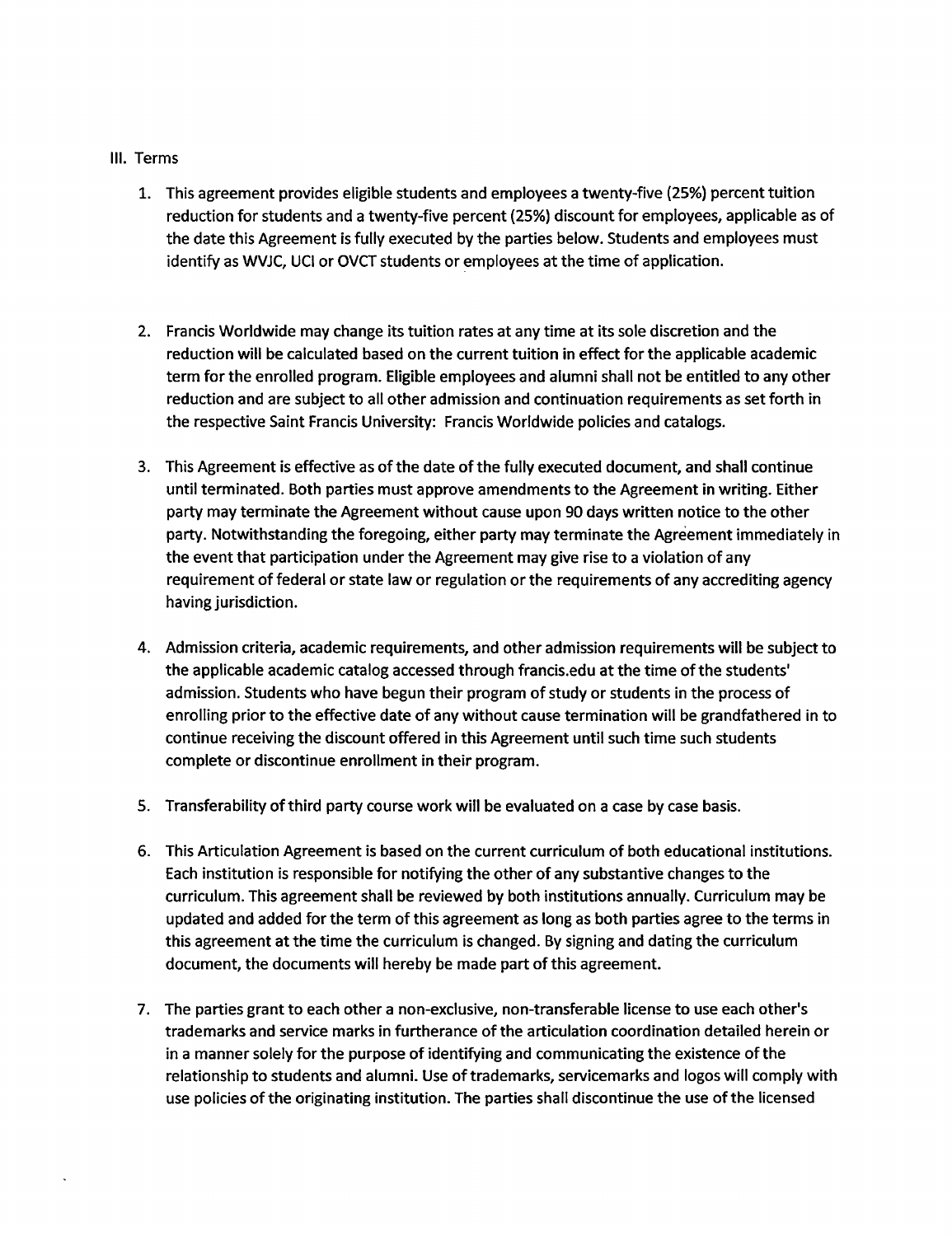## III. Terms

1. This agreement provides eligible students and employees a twenty-five (25%) percent tuition reduction for students and a twenty-five percent (25%) discount for employees, applicable as of the date this Agreement is fully executed by the parties below. Students and employees must identify as WVJC, UCI or OVCT students or employees at the time of application.

2. Francis Worldwide may change its tuition rates at any time at its sole discretion and the reduction will be calculated based on the current tuition in effect for the applicable academic term for the enrolled program. Eligible employees and alumni shall not be entitled to any other reduction and are subject to all other admission and continuation requirements as set forth in the respective Saint Francis University: Francis Worldwide policies and catalogs.

3. This Agreement is effective as of the date of the fully executed document, and shall continue until terminated. Both parties must approve amendments to the Agreement in writing. Either party may terminate the Agreement without cause upon 90 days written notice to the other party. Notwithstanding the foregoing, either party may terminate the Agreement immediately in the event that participation under the Agreement may give rise to a violation of any requirement of federal or state law or regulation or the requirements of any accrediting agency having jurisdiction.

4. Admission criteria, academic requirements, and other admission requirements will be subject to the applicable academic catalog accessed through francis.edu at the time of the students' admission. Students who have begun their program of study or students in the process of enrolling prior to the effective date of any without cause termination will be grandfathered in to continue receiving the discount offered in this Agreement until such time such students complete or discontinue enrollment in their program.

5. Transferability of third party course work will be evaluated on a case by case basis.

6. This Articulation Agreement is based on the current curriculum of both educational institutions. Each institution is responsible for notifying the other of any substantive changes to the curriculum. This agreement shall be reviewed by both institutions annually. Curriculum may be updated and added for the term of this agreement as long as both parties agree to the terms in this agreement at the time the curriculum is changed. By signing and dating the curriculum document, the documents will hereby be made part of this agreement.

7. The parties grant to each other a non-exclusive, non-transferable license to use each other's trademarks and service marks in furtherance of the articulation coordination detailed herein or in a manner solely for the purpose of identifying and communicating the existence of the relationship to students and alumni. Use of trademarks, servicemarks and logos will comply with use policies of the originating institution. The parties shall discontinue the use of the licensed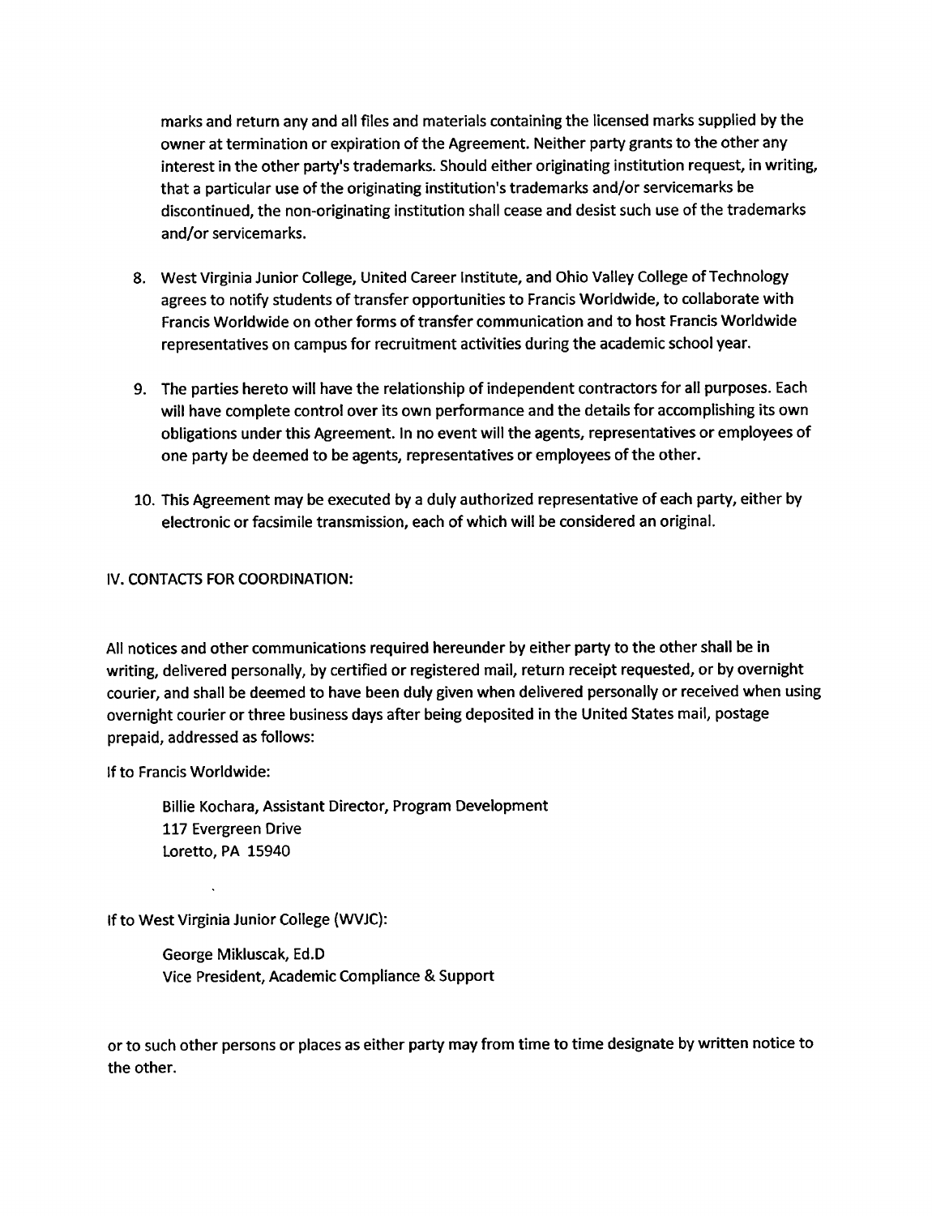marks and return any and all files and materials containing the licensed marks supplied by the owner at termination or expiration of the Agreement. Neither party grants to the other any interest in the other party's trademarks. Should either originating institution request, in writing, that a particular use of the originating institution's trademarks and/or servicemarks be discontinued, the non-originating institution shall cease and desist such use of the trademarks and/or servicemarks.

8. West Virginia Junior College, United Career Institute, and Ohio Valley College of Technology agrees to notify students of transfer opportunities to Francis Worldwide, to collaborate with Francis Worldwide on other forms of transfer communication and to host Francis Worldwide representatives on campus for recruitment activities during the academic school year.

9. The parties hereto will have the relationship of independent contractors for all purposes. Each will have complete control over its own performance and the details for accomplishing its own obligations under this Agreement. In no event will the agents, representatives or employees of one party be deemed to be agents, representatives or employees of the other.

10. This Agreement may be executed by a duly authorized representative of each party, either by electronic or facsimile transmission, each of which will be considered an original.

## IV. CONTACTS FOR COORDINATION:

All notices and other communications required hereunder by either party to the other shall be in writing, delivered personally, by certified or registered mail, return receipt requested, or by overnight courier, and shall be deemed to have been duly given when delivered personally or received when using overnight courier or three business days after being deposited in the United States mail, postage prepaid, addressed as follows:

If to Francis Worldwide:

Billie Kochara, Assistant Director, Program Development
117 Evergreen Drive
Loretto, PA 15940

If to West Virginia Junior College (WVJC):

George Mikluscak, Ed.D
Vice President, Academic Compliance & Support

or to such other persons or places as either party may from time to time designate by written notice to the other.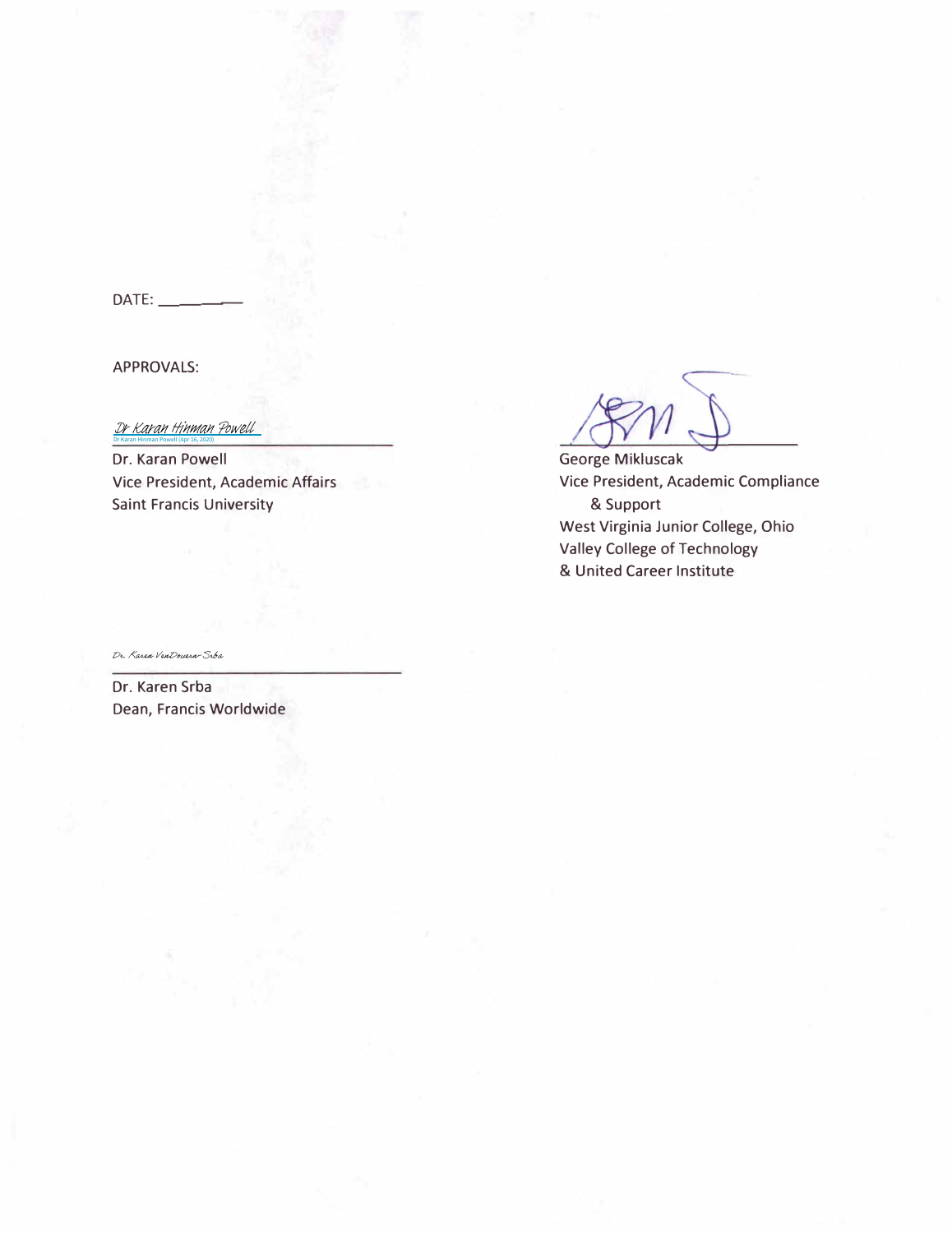DATE: ________

APPROVALS:

*Dr Karan Hinman Powell*
Dr Karan Hinman Powell (Apr 16, 2020)

Dr. Karan Powell
Vice President, Academic Affairs
Saint Francis University

George Mikluscak
Vice President, Academic Compliance
& Support
West Virginia Junior College, Ohio
Valley College of Technology
& United Career Institute

*Dr. Karen VanDeusen-Srba*

Dr. Karen Srba
Dean, Francis Worldwide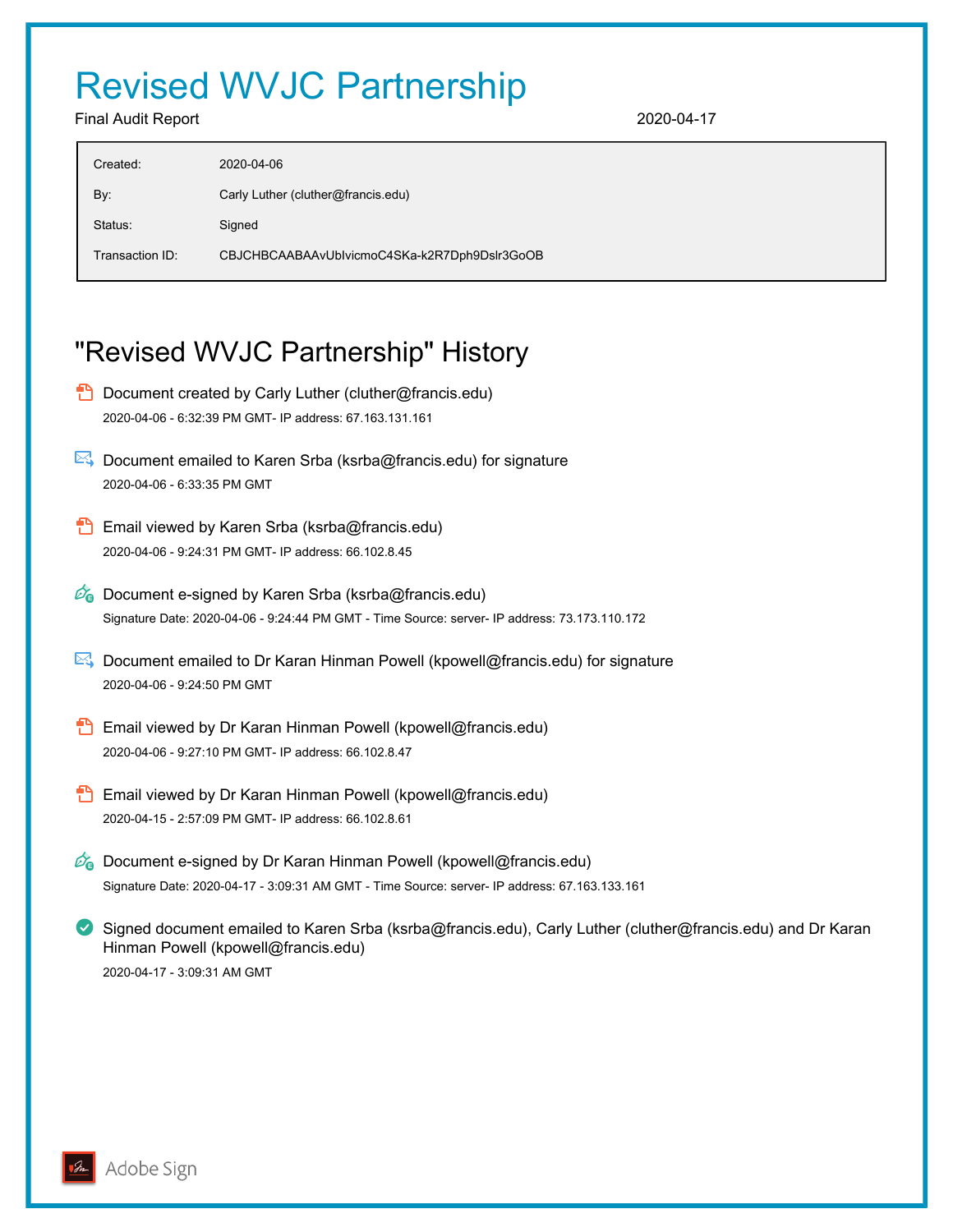# Revised WVJC Partnership

Final Audit Report 2020-04-17

| | |
|---|---|
| Created: | 2020-04-06 |
| By: | Carly Luther (cluther@francis.edu) |
| Status: | Signed |
| Transaction ID: | CBJCHBCAABAAvUbIvicmoC4SKa-k2R7Dph9Dslr3GoOB |

## "Revised WVJC Partnership" History

- Document created by Carly Luther (cluther@francis.edu)
  2020-04-06 - 6:32:39 PM GMT- IP address: 67.163.131.161

- Document emailed to Karen Srba (ksrba@francis.edu) for signature
  2020-04-06 - 6:33:35 PM GMT

- Email viewed by Karen Srba (ksrba@francis.edu)
  2020-04-06 - 9:24:31 PM GMT- IP address: 66.102.8.45

- Document e-signed by Karen Srba (ksrba@francis.edu)
  Signature Date: 2020-04-06 - 9:24:44 PM GMT - Time Source: server- IP address: 73.173.110.172

- Document emailed to Dr Karan Hinman Powell (kpowell@francis.edu) for signature
  2020-04-06 - 9:24:50 PM GMT

- Email viewed by Dr Karan Hinman Powell (kpowell@francis.edu)
  2020-04-06 - 9:27:10 PM GMT- IP address: 66.102.8.47

- Email viewed by Dr Karan Hinman Powell (kpowell@francis.edu)
  2020-04-15 - 2:57:09 PM GMT- IP address: 66.102.8.61

- Document e-signed by Dr Karan Hinman Powell (kpowell@francis.edu)
  Signature Date: 2020-04-17 - 3:09:31 AM GMT - Time Source: server- IP address: 67.163.133.161

- Signed document emailed to Karen Srba (ksrba@francis.edu), Carly Luther (cluther@francis.edu) and Dr Karan Hinman Powell (kpowell@francis.edu)
  2020-04-17 - 3:09:31 AM GMT

Adobe Sign